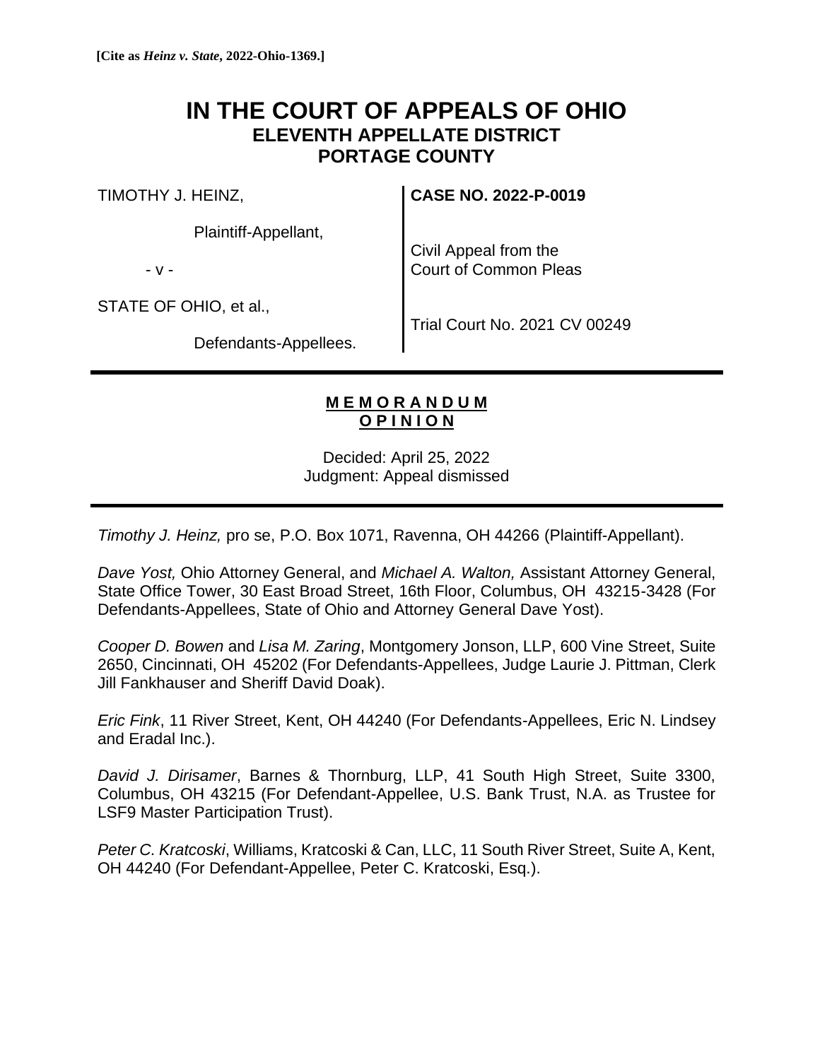**[Cite as *Heinz v. State*, 2022-Ohio-1369.]**

# IN THE COURT OF APPEALS OF OHIO
## ELEVENTH APPELLATE DISTRICT
## PORTAGE COUNTY

| | |
|---|---|
| TIMOTHY J. HEINZ,<br><br>Plaintiff-Appellant,<br><br>- v -<br><br>STATE OF OHIO, et al.,<br><br>Defendants-Appellees. | **CASE NO. 2022-P-0019**<br><br>Civil Appeal from the Court of Common Pleas<br><br>Trial Court No. 2021 CV 00249 |

---

**MEMORANDUM OPINION**

Decided: April 25, 2022
Judgment: Appeal dismissed

---

*Timothy J. Heinz,* pro se, P.O. Box 1071, Ravenna, OH 44266 (Plaintiff-Appellant).

*Dave Yost,* Ohio Attorney General, and *Michael A. Walton,* Assistant Attorney General, State Office Tower, 30 East Broad Street, 16th Floor, Columbus, OH 43215-3428 (For Defendants-Appellees, State of Ohio and Attorney General Dave Yost).

*Cooper D. Bowen* and *Lisa M. Zaring*, Montgomery Jonson, LLP, 600 Vine Street, Suite 2650, Cincinnati, OH 45202 (For Defendants-Appellees, Judge Laurie J. Pittman, Clerk Jill Fankhauser and Sheriff David Doak).

*Eric Fink*, 11 River Street, Kent, OH 44240 (For Defendants-Appellees, Eric N. Lindsey and Eradal Inc.).

*David J. Dirisamer*, Barnes & Thornburg, LLP, 41 South High Street, Suite 3300, Columbus, OH 43215 (For Defendant-Appellee, U.S. Bank Trust, N.A. as Trustee for LSF9 Master Participation Trust).

*Peter C. Kratcoski*, Williams, Kratcoski & Can, LLC, 11 South River Street, Suite A, Kent, OH 44240 (For Defendant-Appellee, Peter C. Kratcoski, Esq.).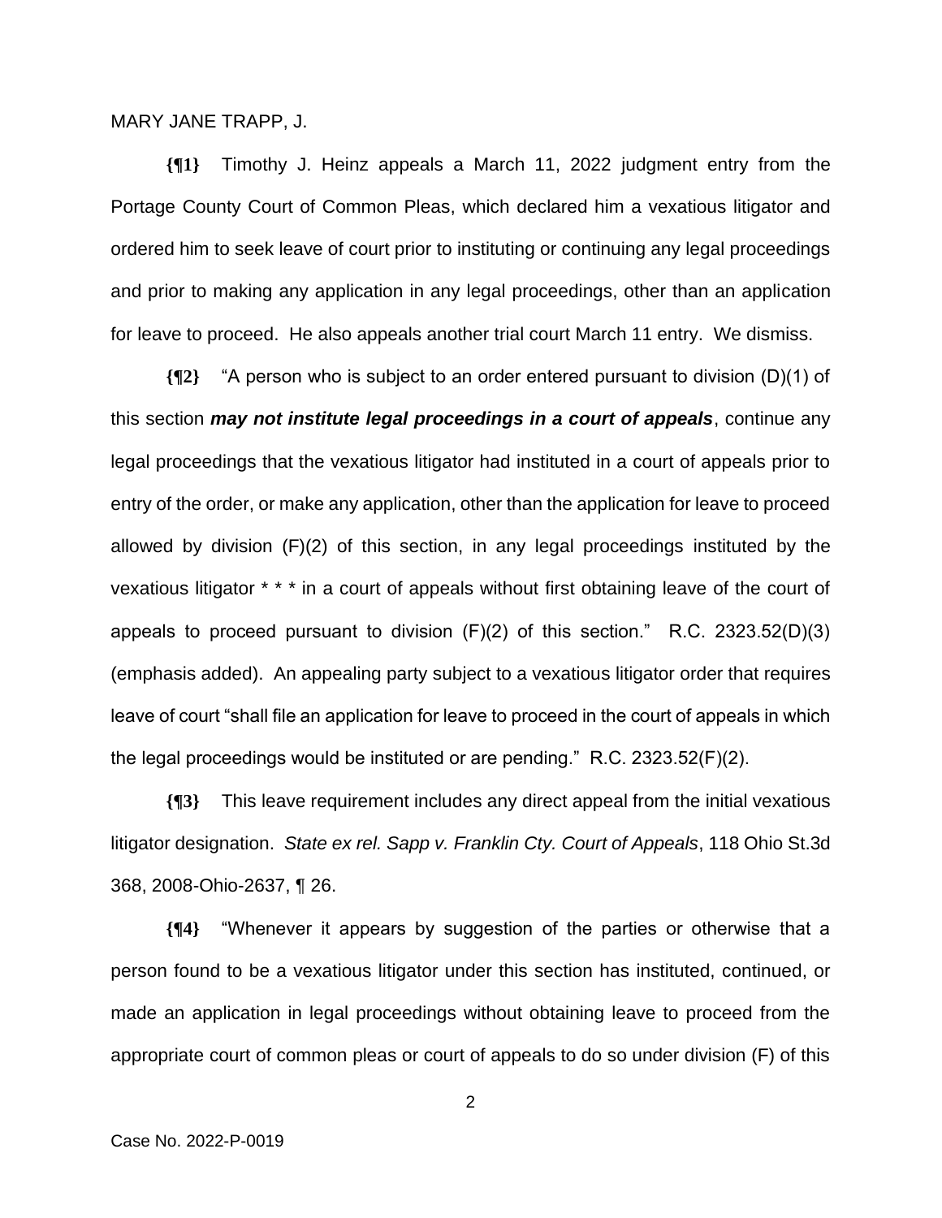MARY JANE TRAPP, J.

**{¶1}** Timothy J. Heinz appeals a March 11, 2022 judgment entry from the Portage County Court of Common Pleas, which declared him a vexatious litigator and ordered him to seek leave of court prior to instituting or continuing any legal proceedings and prior to making any application in any legal proceedings, other than an application for leave to proceed. He also appeals another trial court March 11 entry. We dismiss.

**{¶2}** "A person who is subject to an order entered pursuant to division (D)(1) of this section ***may not institute legal proceedings in a court of appeals***, continue any legal proceedings that the vexatious litigator had instituted in a court of appeals prior to entry of the order, or make any application, other than the application for leave to proceed allowed by division (F)(2) of this section, in any legal proceedings instituted by the vexatious litigator * * * in a court of appeals without first obtaining leave of the court of appeals to proceed pursuant to division (F)(2) of this section." R.C. 2323.52(D)(3) (emphasis added). An appealing party subject to a vexatious litigator order that requires leave of court "shall file an application for leave to proceed in the court of appeals in which the legal proceedings would be instituted or are pending." R.C. 2323.52(F)(2).

**{¶3}** This leave requirement includes any direct appeal from the initial vexatious litigator designation. *State ex rel. Sapp v. Franklin Cty. Court of Appeals*, 118 Ohio St.3d 368, 2008-Ohio-2637, ¶ 26.

**{¶4}** "Whenever it appears by suggestion of the parties or otherwise that a person found to be a vexatious litigator under this section has instituted, continued, or made an application in legal proceedings without obtaining leave to proceed from the appropriate court of common pleas or court of appeals to do so under division (F) of this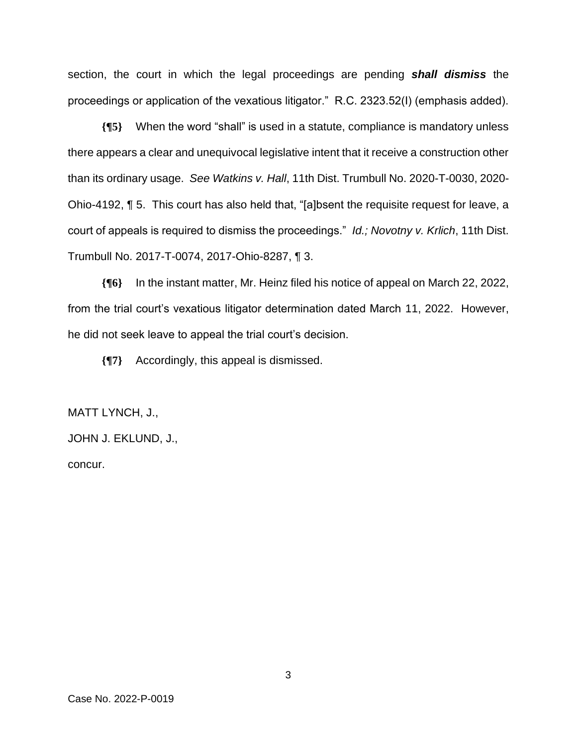section, the court in which the legal proceedings are pending ***shall dismiss*** the proceedings or application of the vexatious litigator." R.C. 2323.52(I) (emphasis added).

**{¶5}** When the word "shall" is used in a statute, compliance is mandatory unless there appears a clear and unequivocal legislative intent that it receive a construction other than its ordinary usage. *See Watkins v. Hall*, 11th Dist. Trumbull No. 2020-T-0030, 2020-Ohio-4192, ¶ 5. This court has also held that, "[a]bsent the requisite request for leave, a court of appeals is required to dismiss the proceedings." *Id.; Novotny v. Krlich*, 11th Dist. Trumbull No. 2017-T-0074, 2017-Ohio-8287, ¶ 3.

**{¶6}** In the instant matter, Mr. Heinz filed his notice of appeal on March 22, 2022, from the trial court's vexatious litigator determination dated March 11, 2022. However, he did not seek leave to appeal the trial court's decision.

**{¶7}** Accordingly, this appeal is dismissed.

MATT LYNCH, J.,

JOHN J. EKLUND, J.,

concur.